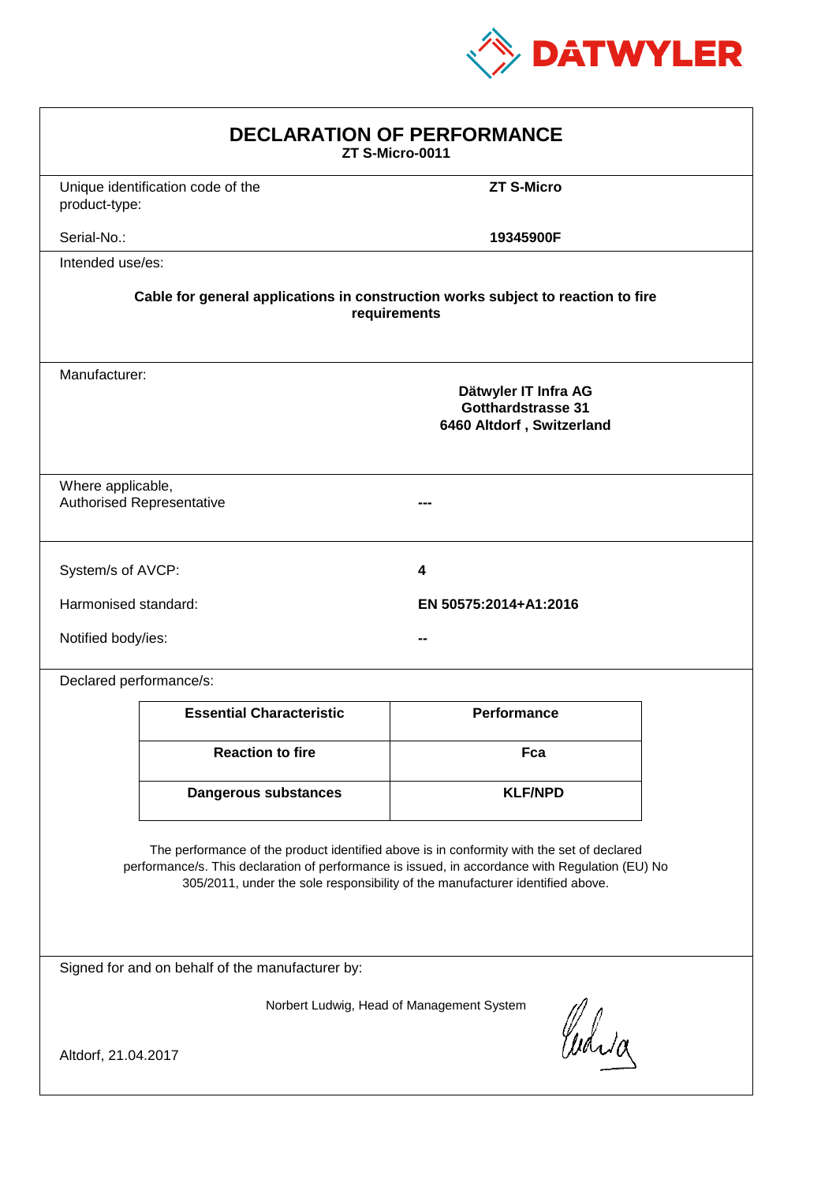DATWYLER

# DECLARATION OF PERFORMANCE

**ZT S-Micro-0011**

| | |
|---|---|
| Unique identification code of the product-type: | **ZT S-Micro** |
| Serial-No.: | **19345900F** |

Intended use/es:

**Cable for general applications in construction works subject to reaction to fire requirements**

Manufacturer:

**Dätwyler IT Infra AG**
**Gotthardstrasse 31**
**6460 Altdorf , Switzerland**

| | |
|---|---|
| Where applicable, Authorised Representative | **---** |

| | |
|---|---|
| System/s of AVCP: | **4** |
| Harmonised standard: | **EN 50575:2014+A1:2016** |
| Notified body/ies: | **--** |

Declared performance/s:

| Essential Characteristic | Performance |
|---|---|
| **Reaction to fire** | **Fca** |
| **Dangerous substances** | **KLF/NPD** |

The performance of the product identified above is in conformity with the set of declared performance/s. This declaration of performance is issued, in accordance with Regulation (EU) No 305/2011, under the sole responsibility of the manufacturer identified above.

Signed for and on behalf of the manufacturer by:

Norbert Ludwig, Head of Management System

Altdorf, 21.04.2017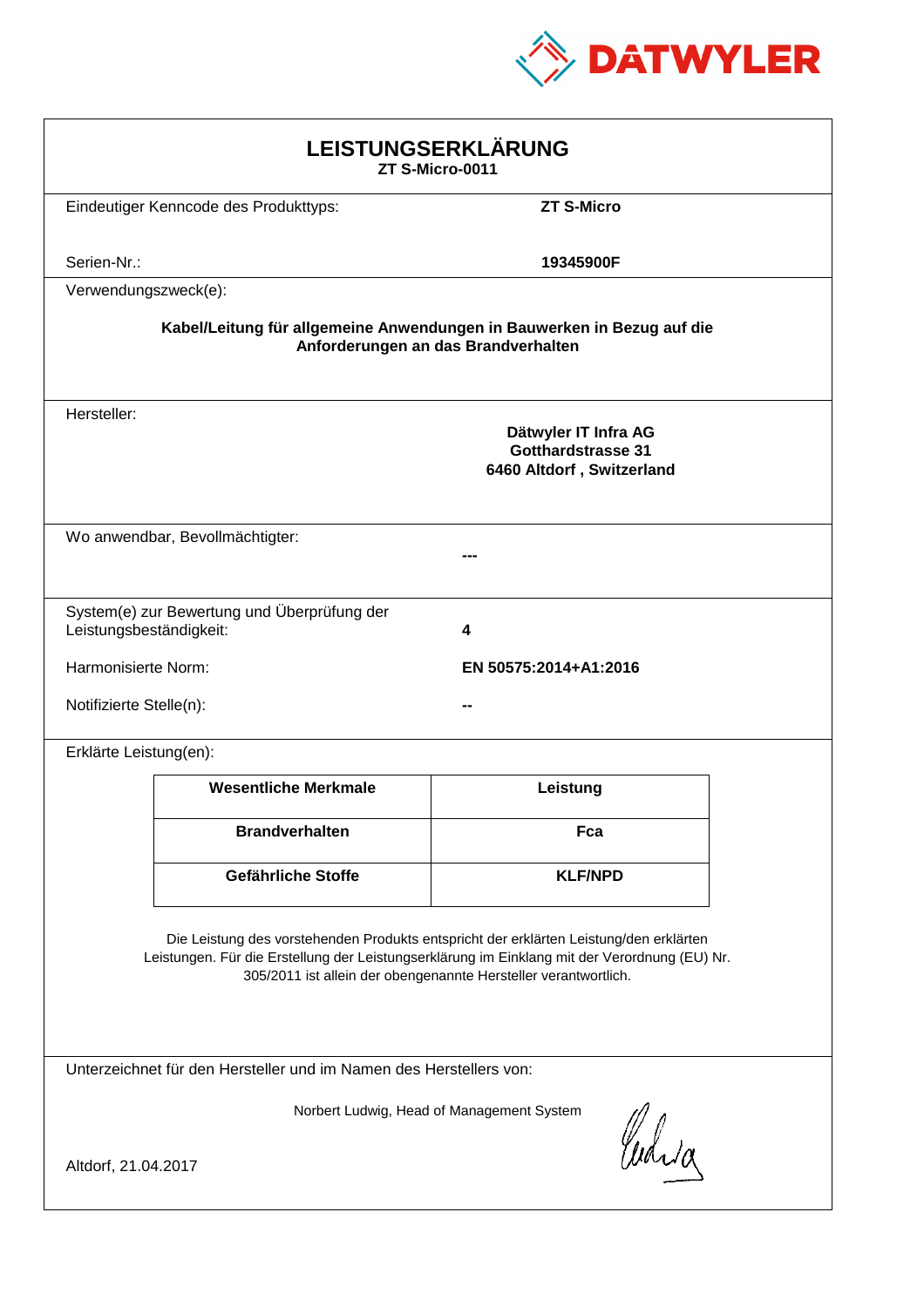# LEISTUNGSERKLÄRUNG

**ZT S-Micro-0011**

Eindeutiger Kenncode des Produkttyps: **ZT S-Micro**

Serien-Nr.: **19345900F**

Verwendungszweck(e):

**Kabel/Leitung für allgemeine Anwendungen in Bauwerken in Bezug auf die Anforderungen an das Brandverhalten**

Hersteller:

**Dätwyler IT Infra AG**
**Gotthardstrasse 31**
**6460 Altdorf , Switzerland**

Wo anwendbar, Bevollmächtigter: **---**

System(e) zur Bewertung und Überprüfung der Leistungsbeständigkeit: **4**

Harmonisierte Norm: **EN 50575:2014+A1:2016**

Notifizierte Stelle(n): **--**

Erklärte Leistung(en):

| Wesentliche Merkmale | Leistung |
|---|---|
| **Brandverhalten** | **Fca** |
| **Gefährliche Stoffe** | **KLF/NPD** |

Die Leistung des vorstehenden Produkts entspricht der erklärten Leistung/den erklärten Leistungen. Für die Erstellung der Leistungserklärung im Einklang mit der Verordnung (EU) Nr. 305/2011 ist allein der obengenannte Hersteller verantwortlich.

Unterzeichnet für den Hersteller und im Namen des Herstellers von:

Norbert Ludwig, Head of Management System

Altdorf, 21.04.2017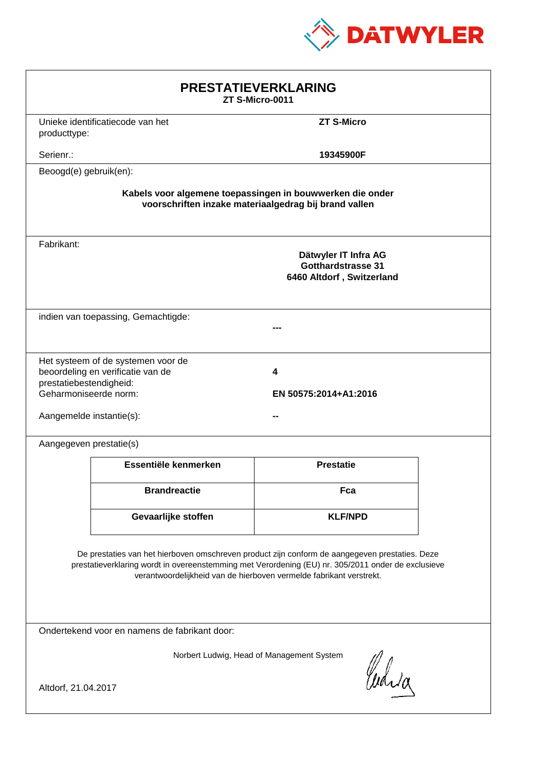DATWYLER

# PRESTATIEVERKLARING

**ZT S-Micro-0011**

| | |
|---|---|
| Unieke identificatiecode van het producttype: | **ZT S-Micro** |
| Serienr.: | **19345900F** |

Beoogd(e) gebruik(en):

**Kabels voor algemene toepassingen in bouwwerken die onder voorschriften inzake materiaalgedrag bij brand vallen**

Fabrikant:

**Dätwyler IT Infra AG**
**Gotthardstrasse 31**
**6460 Altdorf , Switzerland**

indien van toepassing, Gemachtigde: **---**

| | |
|---|---|
| Het systeem of de systemen voor de beoordeling en verificatie van de prestatiebestendigheid: | **4** |
| Geharmoniseerde norm: | **EN 50575:2014+A1:2016** |
| Aangemelde instantie(s): | **--** |

Aangegeven prestatie(s)

| Essentiële kenmerken | Prestatie |
|---|---|
| **Brandreactie** | **Fca** |
| **Gevaarlijke stoffen** | **KLF/NPD** |

De prestaties van het hierboven omschreven product zijn conform de aangegeven prestaties. Deze prestatieverklaring wordt in overeenstemming met Verordening (EU) nr. 305/2011 onder de exclusieve verantwoordelijkheid van de hierboven vermelde fabrikant verstrekt.

Ondertekend voor en namens de fabrikant door:

Norbert Ludwig, Head of Management System

Altdorf, 21.04.2017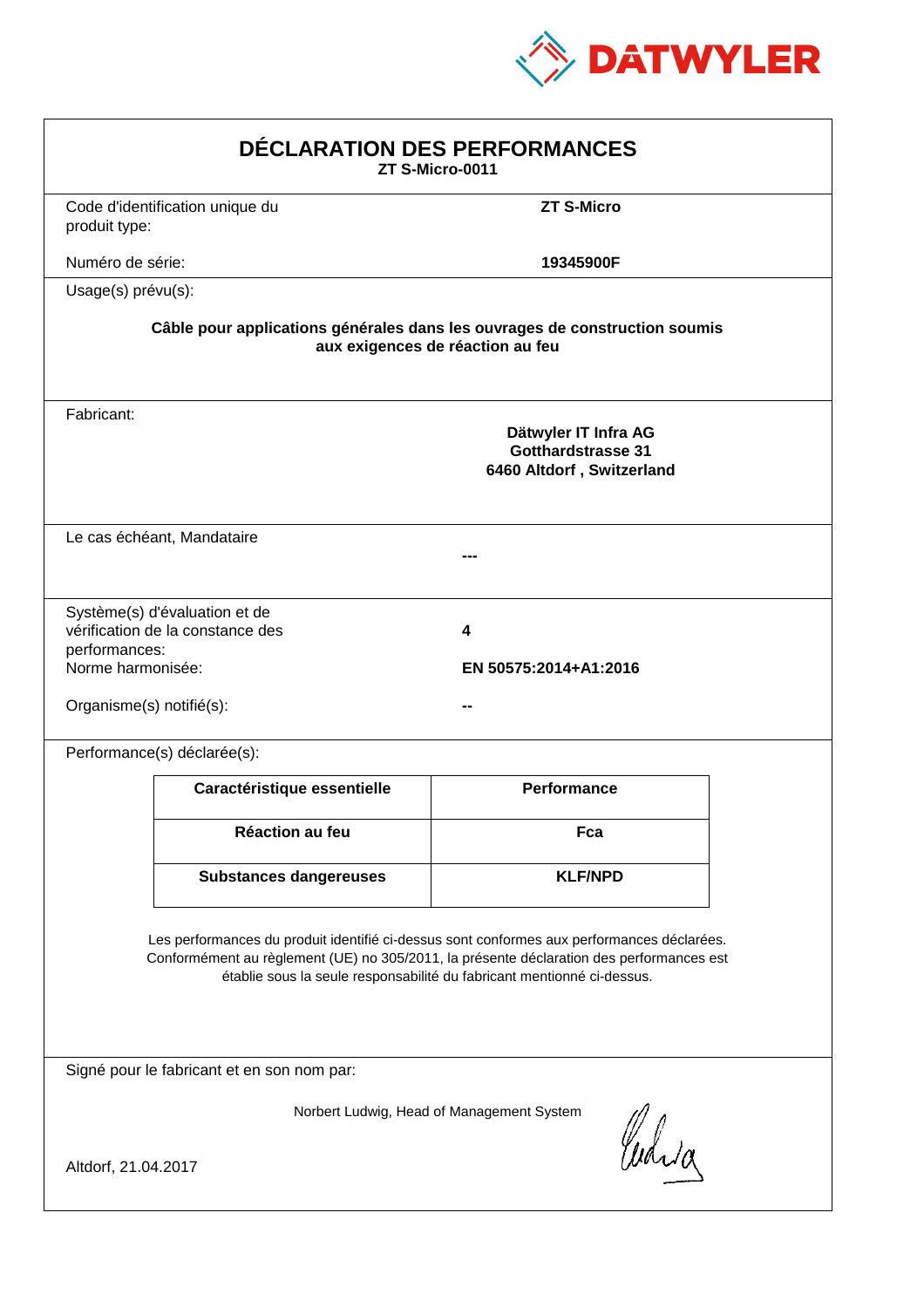DATWYLER

# DÉCLARATION DES PERFORMANCES

**ZT S-Micro-0011**

Code d'identification unique du produit type: **ZT S-Micro**

Numéro de série: **19345900F**

Usage(s) prévu(s):

**Câble pour applications générales dans les ouvrages de construction soumis aux exigences de réaction au feu**

Fabricant:

**Dätwyler IT Infra AG**
**Gotthardstrasse 31**
**6460 Altdorf , Switzerland**

Le cas échéant, Mandataire

**---**

Système(s) d'évaluation et de vérification de la constance des performances: **4**

Norme harmonisée: **EN 50575:2014+A1:2016**

Organisme(s) notifié(s): **--**

Performance(s) déclarée(s):

| Caractéristique essentielle | Performance |
|---|---|
| Réaction au feu | Fca |
| Substances dangereuses | KLF/NPD |

Les performances du produit identifié ci-dessus sont conformes aux performances déclarées. Conformément au règlement (UE) no 305/2011, la présente déclaration des performances est établie sous la seule responsabilité du fabricant mentionné ci-dessus.

Signé pour le fabricant et en son nom par:

Norbert Ludwig, Head of Management System

Altdorf, 21.04.2017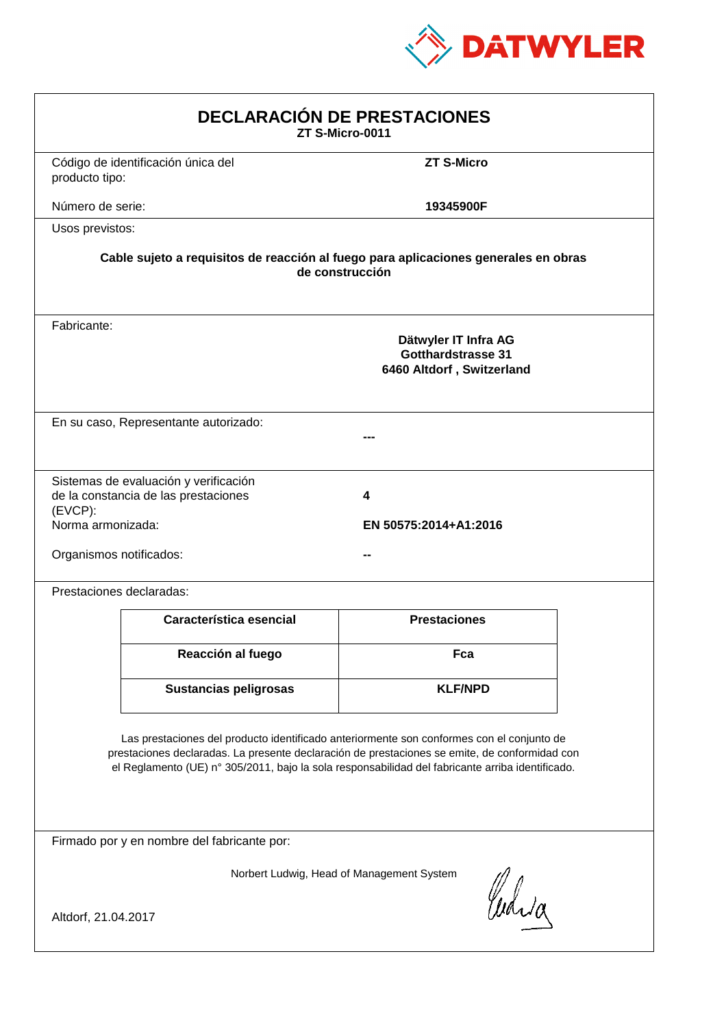DATWYLER

# DECLARACIÓN DE PRESTACIONES

**ZT S-Micro-0011**

Código de identificación única del producto tipo: **ZT S-Micro**

Número de serie: **19345900F**

Usos previstos:

**Cable sujeto a requisitos de reacción al fuego para aplicaciones generales en obras de construcción**

Fabricante:

**Dätwyler IT Infra AG**
**Gotthardstrasse 31**
**6460 Altdorf , Switzerland**

En su caso, Representante autorizado: **---**

Sistemas de evaluación y verificación de la constancia de las prestaciones (EVCP): **4**

Norma armonizada: **EN 50575:2014+A1:2016**

Organismos notificados: **--**

Prestaciones declaradas:

| Característica esencial | Prestaciones |
|---|---|
| **Reacción al fuego** | **Fca** |
| **Sustancias peligrosas** | **KLF/NPD** |

Las prestaciones del producto identificado anteriormente son conformes con el conjunto de prestaciones declaradas. La presente declaración de prestaciones se emite, de conformidad con el Reglamento (UE) n° 305/2011, bajo la sola responsabilidad del fabricante arriba identificado.

Firmado por y en nombre del fabricante por:

Norbert Ludwig, Head of Management System

Altdorf, 21.04.2017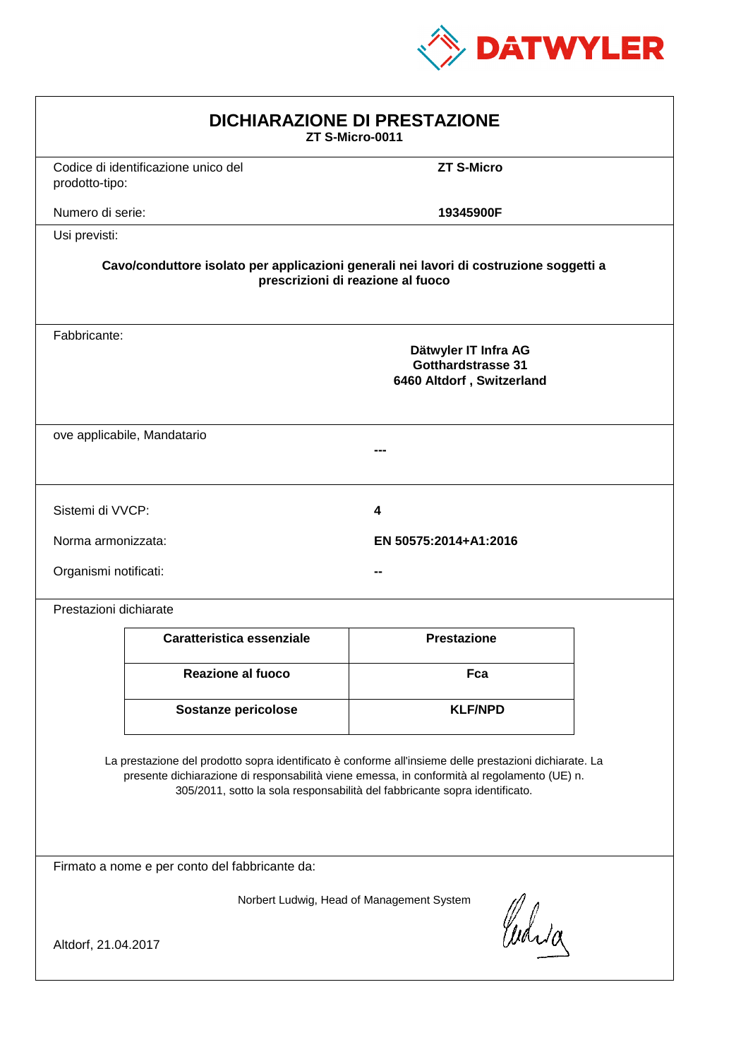DATWYLER

# DICHIARAZIONE DI PRESTAZIONE

**ZT S-Micro-0011**

| | |
|---|---|
| Codice di identificazione unico del prodotto-tipo: | **ZT S-Micro** |
| Numero di serie: | **19345900F** |

Usi previsti:

**Cavo/conduttore isolato per applicazioni generali nei lavori di costruzione soggetti a prescrizioni di reazione al fuoco**

Fabbricante:

**Dätwyler IT Infra AG**
**Gotthardstrasse 31**
**6460 Altdorf , Switzerland**

ove applicabile, Mandatario

**---**

| | |
|---|---|
| Sistemi di VVCP: | **4** |
| Norma armonizzata: | **EN 50575:2014+A1:2016** |
| Organismi notificati: | **--** |

Prestazioni dichiarate

| Caratteristica essenziale | Prestazione |
|---|---|
| **Reazione al fuoco** | **Fca** |
| **Sostanze pericolose** | **KLF/NPD** |

La prestazione del prodotto sopra identificato è conforme all'insieme delle prestazioni dichiarate. La presente dichiarazione di responsabilità viene emessa, in conformità al regolamento (UE) n. 305/2011, sotto la sola responsabilità del fabbricante sopra identificato.

Firmato a nome e per conto del fabbricante da:

Norbert Ludwig, Head of Management System

Altdorf, 21.04.2017